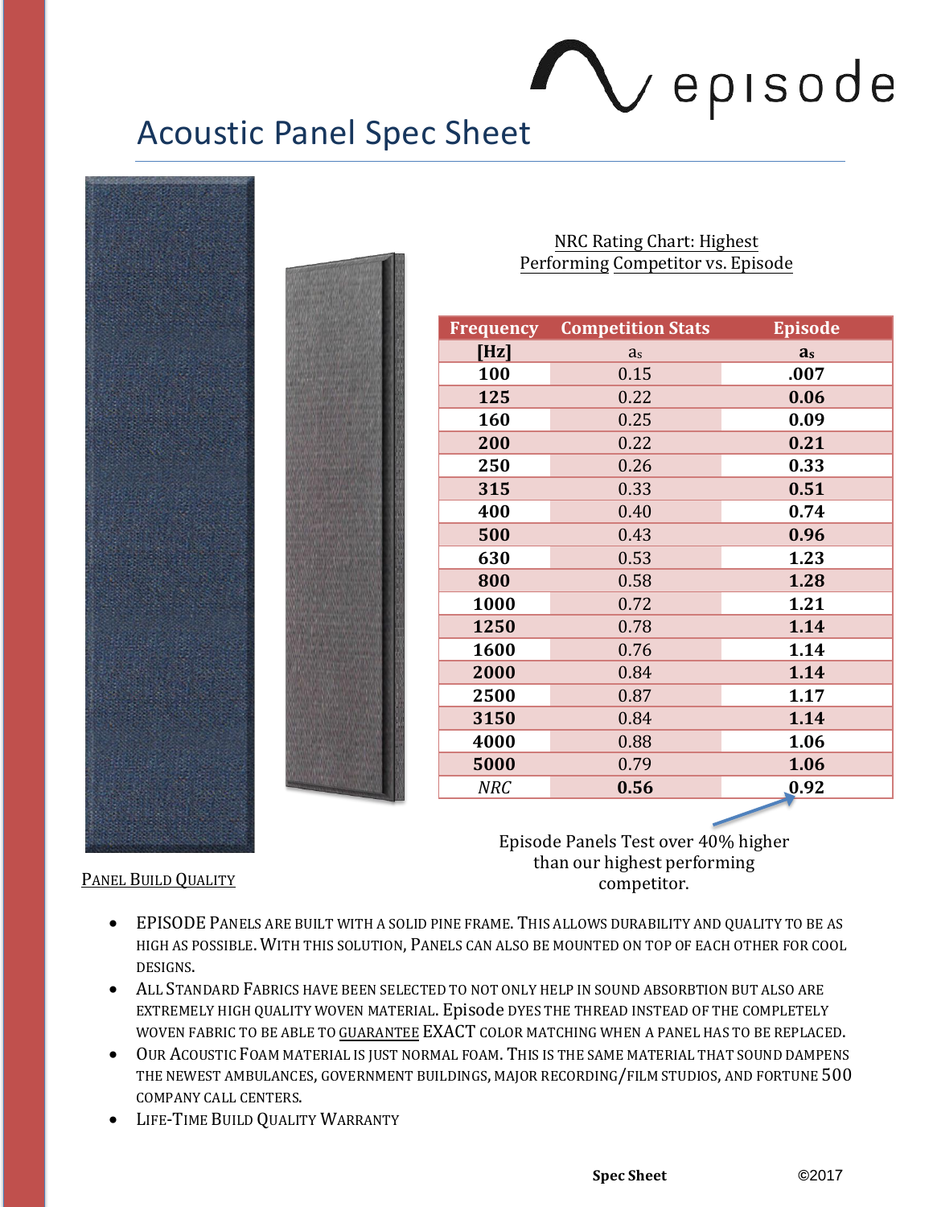# Acoustic Panel Spec Sheet

episode

NRC Rating Chart: Highest Performing Competitor vs. Episode

| Frequency | Competition Stats | Episode |
|---|---|---|
| [Hz] | $a_s$ | $a_s$ |
| 100 | 0.15 | .007 |
| 125 | 0.22 | 0.06 |
| 160 | 0.25 | 0.09 |
| 200 | 0.22 | 0.21 |
| 250 | 0.26 | 0.33 |
| 315 | 0.33 | 0.51 |
| 400 | 0.40 | 0.74 |
| 500 | 0.43 | 0.96 |
| 630 | 0.53 | 1.23 |
| 800 | 0.58 | 1.28 |
| 1000 | 0.72 | 1.21 |
| 1250 | 0.78 | 1.14 |
| 1600 | 0.76 | 1.14 |
| 2000 | 0.84 | 1.14 |
| 2500 | 0.87 | 1.17 |
| 3150 | 0.84 | 1.14 |
| 4000 | 0.88 | 1.06 |
| 5000 | 0.79 | 1.06 |
| *NRC* | **0.56** | **0.92** |

Episode Panels Test over 40% higher than our highest performing competitor.

PANEL BUILD QUALITY

- EPISODE PANELS ARE BUILT WITH A SOLID PINE FRAME. THIS ALLOWS DURABILITY AND QUALITY TO BE AS HIGH AS POSSIBLE. WITH THIS SOLUTION, PANELS CAN ALSO BE MOUNTED ON TOP OF EACH OTHER FOR COOL DESIGNS.
- ALL STANDARD FABRICS HAVE BEEN SELECTED TO NOT ONLY HELP IN SOUND ABSORBTION BUT ALSO ARE EXTREMELY HIGH QUALITY WOVEN MATERIAL. Episode DYES THE THREAD INSTEAD OF THE COMPLETELY WOVEN FABRIC TO BE ABLE TO GUARANTEE EXACT COLOR MATCHING WHEN A PANEL HAS TO BE REPLACED.
- OUR ACOUSTIC FOAM MATERIAL IS JUST NORMAL FOAM. THIS IS THE SAME MATERIAL THAT SOUND DAMPENS THE NEWEST AMBULANCES, GOVERNMENT BUILDINGS, MAJOR RECORDING/FILM STUDIOS, AND FORTUNE 500 COMPANY CALL CENTERS.
- LIFE-TIME BUILD QUALITY WARRANTY

**Spec Sheet** ©2017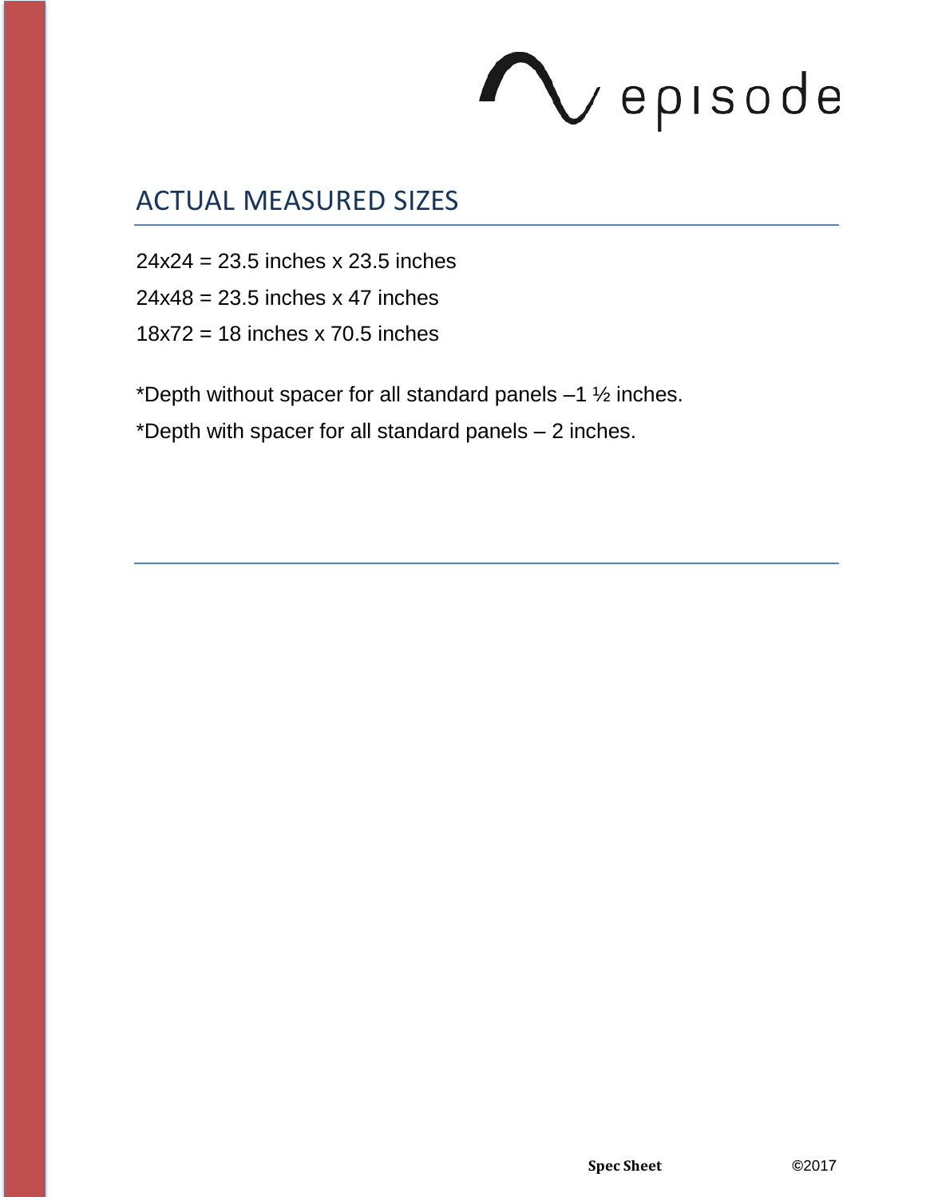## ACTUAL MEASURED SIZES

24x24 = 23.5 inches x 23.5 inches

24x48 = 23.5 inches x 47 inches

18x72 = 18 inches x 70.5 inches

*Depth without spacer for all standard panels –1 ½ inches.

*Depth with spacer for all standard panels – 2 inches.